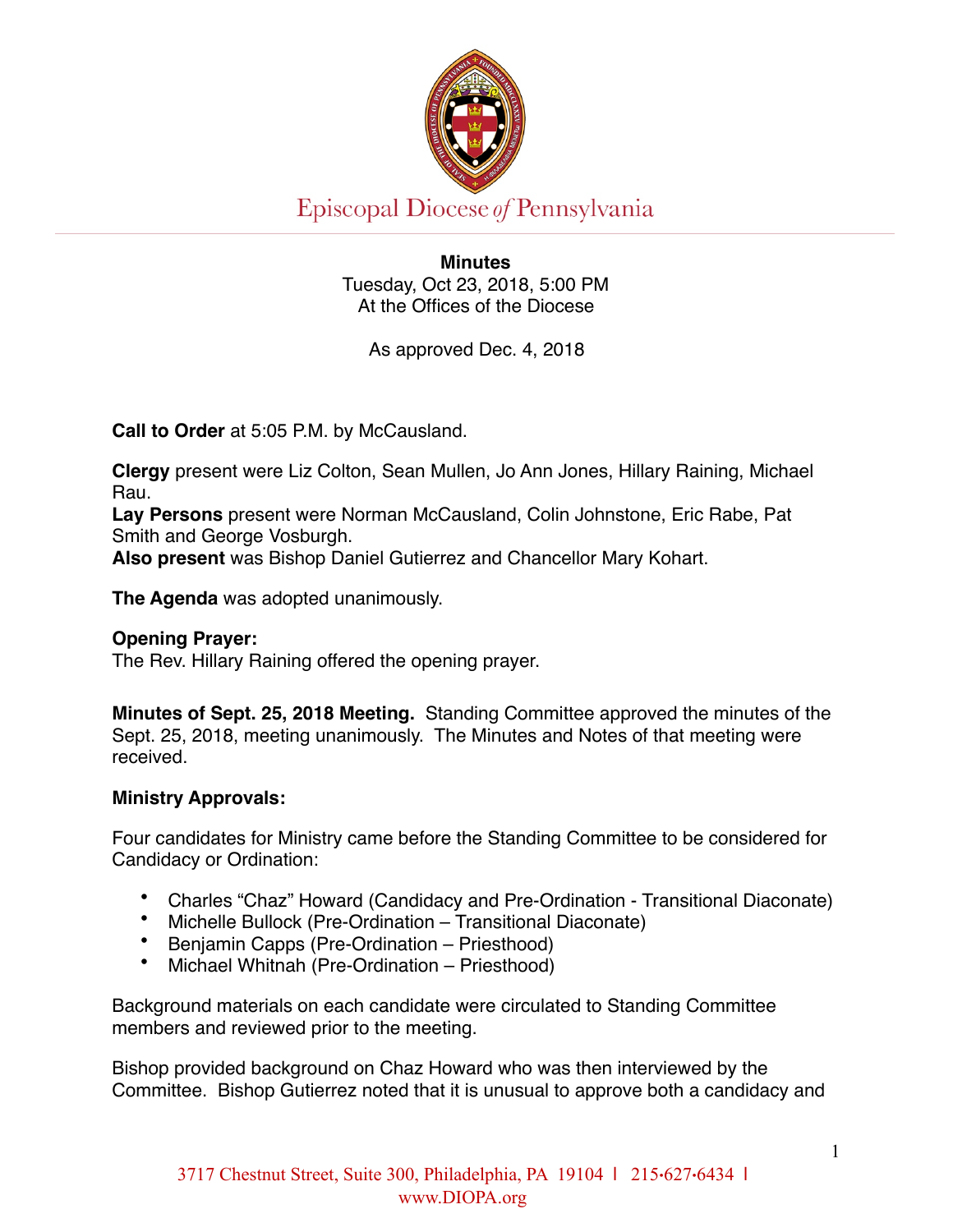Episcopal Diocese *of* Pennsylvania

**Minutes**
Tuesday, Oct 23, 2018, 5:00 PM
At the Offices of the Diocese

As approved Dec. 4, 2018

**Call to Order** at 5:05 P.M. by McCausland.

**Clergy** present were Liz Colton, Sean Mullen, Jo Ann Jones, Hillary Raining, Michael Rau.
**Lay Persons** present were Norman McCausland, Colin Johnstone, Eric Rabe, Pat Smith and George Vosburgh.
**Also present** was Bishop Daniel Gutierrez and Chancellor Mary Kohart.

**The Agenda** was adopted unanimously.

**Opening Prayer:**
The Rev. Hillary Raining offered the opening prayer.

**Minutes of Sept. 25, 2018 Meeting.** Standing Committee approved the minutes of the Sept. 25, 2018, meeting unanimously. The Minutes and Notes of that meeting were received.

**Ministry Approvals:**

Four candidates for Ministry came before the Standing Committee to be considered for Candidacy or Ordination:

- Charles "Chaz" Howard (Candidacy and Pre-Ordination - Transitional Diaconate)
- Michelle Bullock (Pre-Ordination – Transitional Diaconate)
- Benjamin Capps (Pre-Ordination – Priesthood)
- Michael Whitnah (Pre-Ordination – Priesthood)

Background materials on each candidate were circulated to Standing Committee members and reviewed prior to the meeting.

Bishop provided background on Chaz Howard who was then interviewed by the Committee. Bishop Gutierrez noted that it is unusual to approve both a candidacy and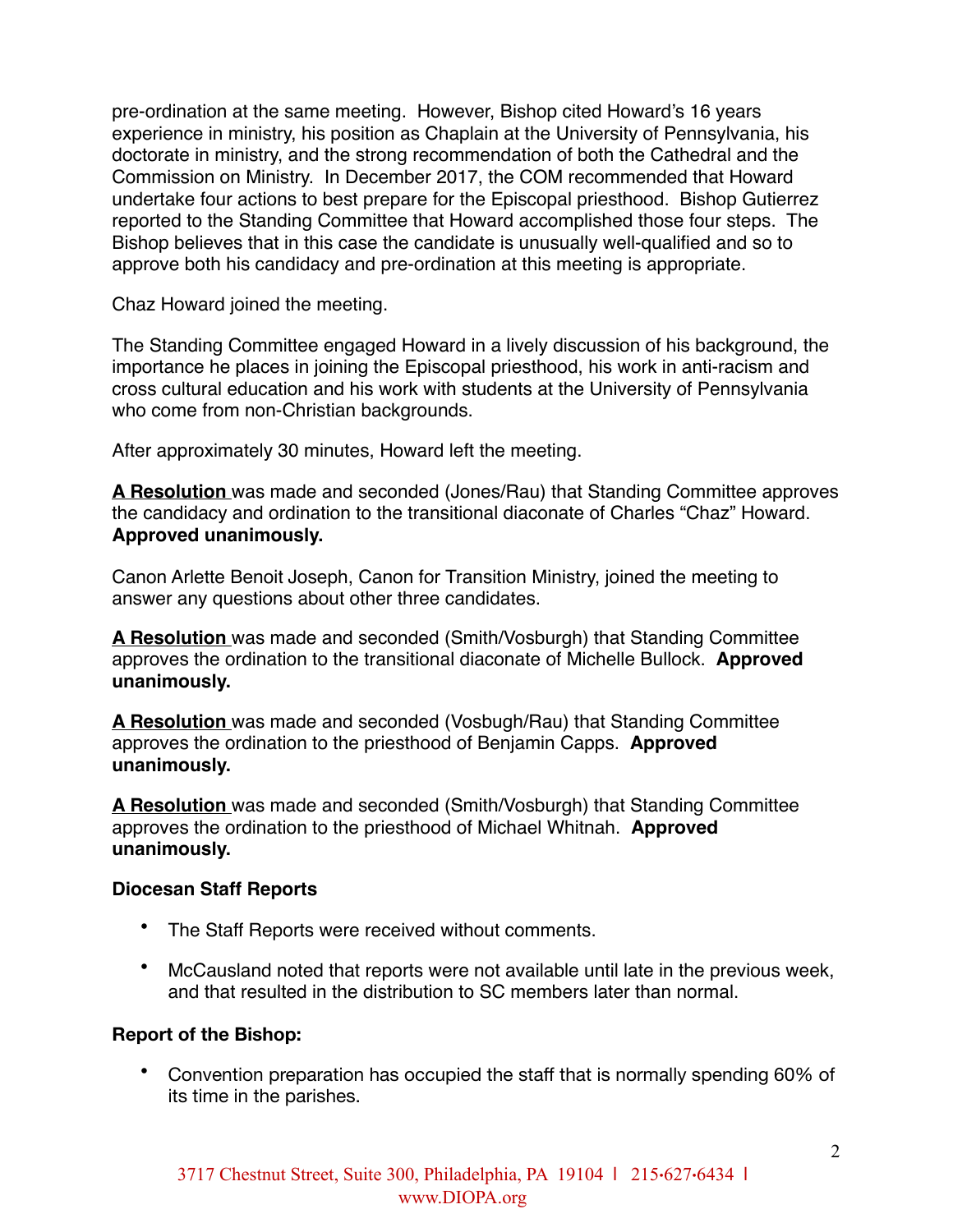pre-ordination at the same meeting. However, Bishop cited Howard's 16 years experience in ministry, his position as Chaplain at the University of Pennsylvania, his doctorate in ministry, and the strong recommendation of both the Cathedral and the Commission on Ministry. In December 2017, the COM recommended that Howard undertake four actions to best prepare for the Episcopal priesthood. Bishop Gutierrez reported to the Standing Committee that Howard accomplished those four steps. The Bishop believes that in this case the candidate is unusually well-qualified and so to approve both his candidacy and pre-ordination at this meeting is appropriate.

Chaz Howard joined the meeting.

The Standing Committee engaged Howard in a lively discussion of his background, the importance he places in joining the Episcopal priesthood, his work in anti-racism and cross cultural education and his work with students at the University of Pennsylvania who come from non-Christian backgrounds.

After approximately 30 minutes, Howard left the meeting.

**A Resolution** was made and seconded (Jones/Rau) that Standing Committee approves the candidacy and ordination to the transitional diaconate of Charles "Chaz" Howard. **Approved unanimously.**

Canon Arlette Benoit Joseph, Canon for Transition Ministry, joined the meeting to answer any questions about other three candidates.

**A Resolution** was made and seconded (Smith/Vosburgh) that Standing Committee approves the ordination to the transitional diaconate of Michelle Bullock. **Approved unanimously.**

**A Resolution** was made and seconded (Vosbugh/Rau) that Standing Committee approves the ordination to the priesthood of Benjamin Capps. **Approved unanimously.**

**A Resolution** was made and seconded (Smith/Vosburgh) that Standing Committee approves the ordination to the priesthood of Michael Whitnah. **Approved unanimously.**

**Diocesan Staff Reports**

- The Staff Reports were received without comments.
- McCausland noted that reports were not available until late in the previous week, and that resulted in the distribution to SC members later than normal.

**Report of the Bishop:**

- Convention preparation has occupied the staff that is normally spending 60% of its time in the parishes.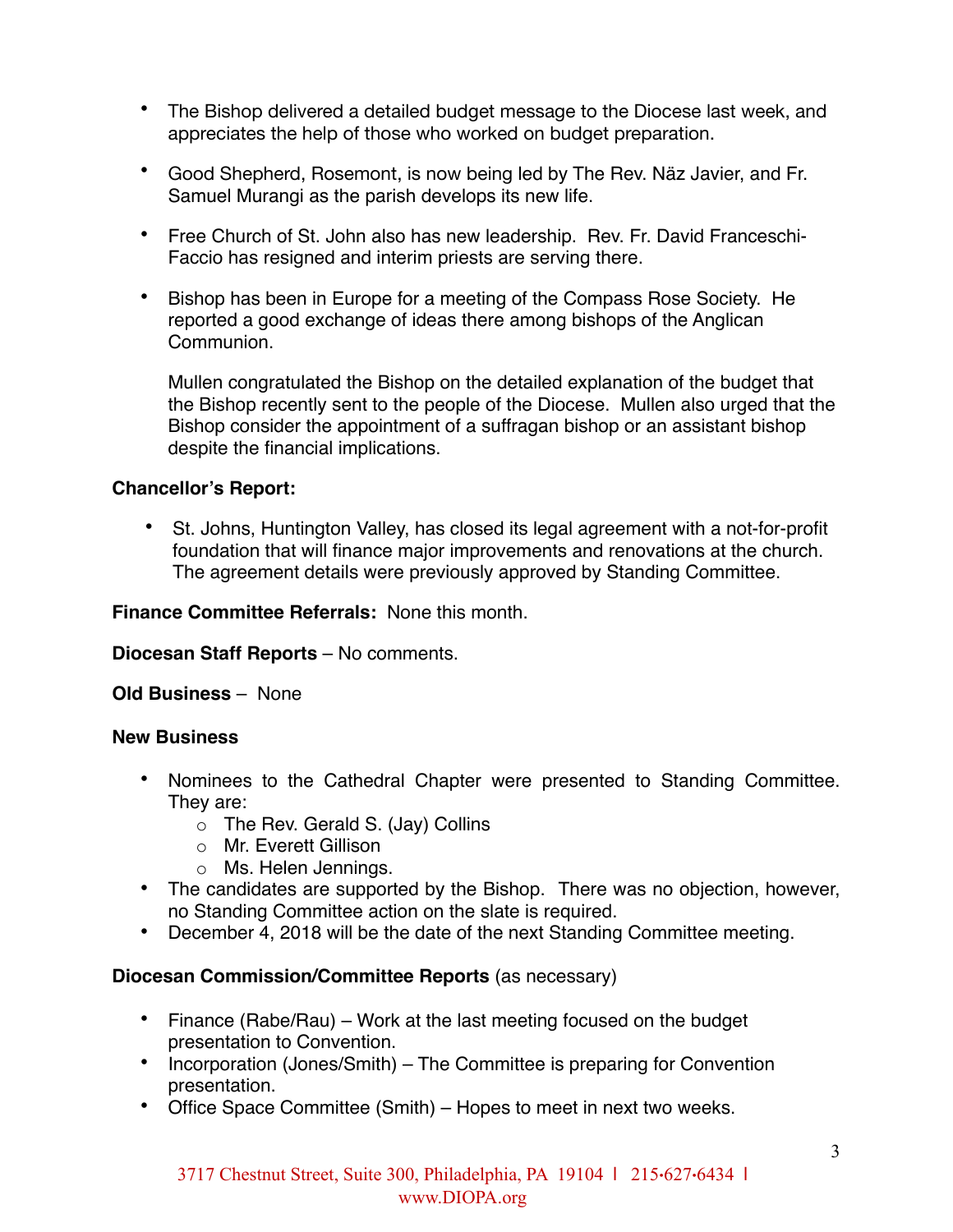- The Bishop delivered a detailed budget message to the Diocese last week, and appreciates the help of those who worked on budget preparation.

- Good Shepherd, Rosemont, is now being led by The Rev. Näz Javier, and Fr. Samuel Murangi as the parish develops its new life.

- Free Church of St. John also has new leadership. Rev. Fr. David Franceschi-Faccio has resigned and interim priests are serving there.

- Bishop has been in Europe for a meeting of the Compass Rose Society. He reported a good exchange of ideas there among bishops of the Anglican Communion.

  Mullen congratulated the Bishop on the detailed explanation of the budget that the Bishop recently sent to the people of the Diocese. Mullen also urged that the Bishop consider the appointment of a suffragan bishop or an assistant bishop despite the financial implications.

**Chancellor's Report:**

- St. Johns, Huntington Valley, has closed its legal agreement with a not-for-profit foundation that will finance major improvements and renovations at the church. The agreement details were previously approved by Standing Committee.

**Finance Committee Referrals:** None this month.

**Diocesan Staff Reports** – No comments.

**Old Business** – None

**New Business**

- Nominees to the Cathedral Chapter were presented to Standing Committee. They are:
  - The Rev. Gerald S. (Jay) Collins
  - Mr. Everett Gillison
  - Ms. Helen Jennings.
- The candidates are supported by the Bishop. There was no objection, however, no Standing Committee action on the slate is required.
- December 4, 2018 will be the date of the next Standing Committee meeting.

**Diocesan Commission/Committee Reports** (as necessary)

- Finance (Rabe/Rau) – Work at the last meeting focused on the budget presentation to Convention.
- Incorporation (Jones/Smith) – The Committee is preparing for Convention presentation.
- Office Space Committee (Smith) – Hopes to meet in next two weeks.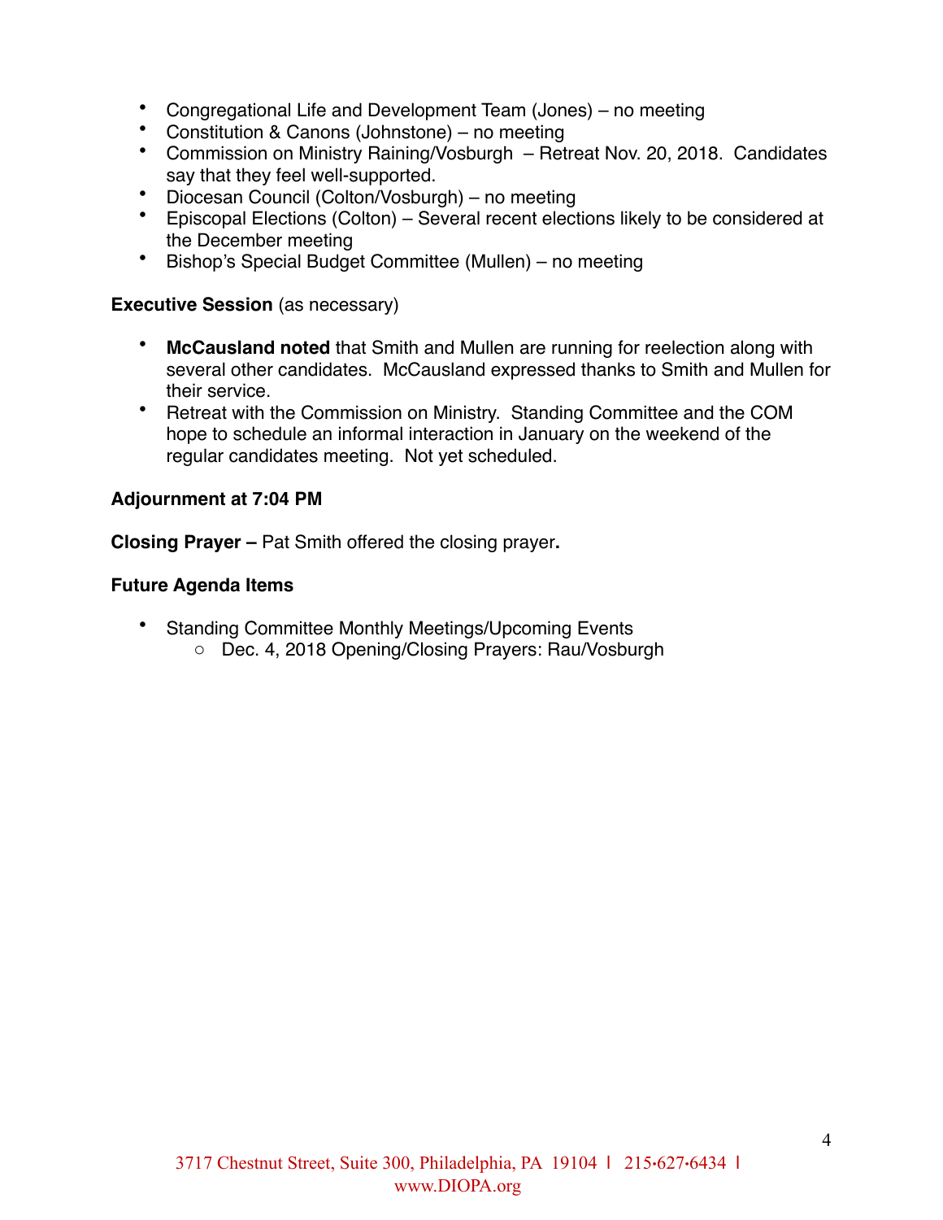- Congregational Life and Development Team (Jones) – no meeting
- Constitution & Canons (Johnstone) – no meeting
- Commission on Ministry Raining/Vosburgh – Retreat Nov. 20, 2018. Candidates say that they feel well-supported.
- Diocesan Council (Colton/Vosburgh) – no meeting
- Episcopal Elections (Colton) – Several recent elections likely to be considered at the December meeting
- Bishop's Special Budget Committee (Mullen) – no meeting

**Executive Session** (as necessary)

- **McCausland noted** that Smith and Mullen are running for reelection along with several other candidates. McCausland expressed thanks to Smith and Mullen for their service.
- Retreat with the Commission on Ministry. Standing Committee and the COM hope to schedule an informal interaction in January on the weekend of the regular candidates meeting. Not yet scheduled.

**Adjournment at 7:04 PM**

**Closing Prayer –** Pat Smith offered the closing prayer**.**

**Future Agenda Items**

- Standing Committee Monthly Meetings/Upcoming Events
  - Dec. 4, 2018 Opening/Closing Prayers: Rau/Vosburgh